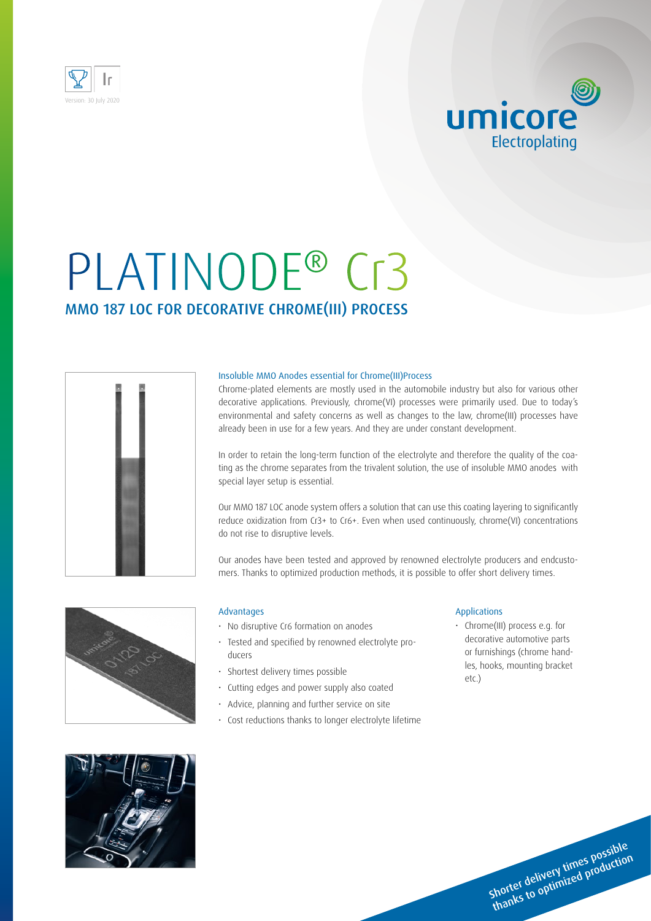Version: 30 July 2020

# PLATINODE® Cr3

## MMO 187 LOC FOR DECORATIVE CHROME(III) PROCESS

### Insoluble MMO Anodes essential for Chrome(III)Process

Chrome-plated elements are mostly used in the automobile industry but also for various other decorative applications. Previously, chrome(VI) processes were primarily used. Due to today's environmental and safety concerns as well as changes to the law, chrome(III) processes have already been in use for a few years. And they are under constant development.

In order to retain the long-term function of the electrolyte and therefore the quality of the coating as the chrome separates from the trivalent solution, the use of insoluble MMO anodes with special layer setup is essential.

Our MMO 187 LOC anode system offers a solution that can use this coating layering to significantly reduce oxidization from $Cr^{3+}$ to $Cr^{6+}$. Even when used continuously, chrome(VI) concentrations do not rise to disruptive levels.

Our anodes have been tested and approved by renowned electrolyte producers and endcustomers. Thanks to optimized production methods, it is possible to offer short delivery times.

### Advantages

- No disruptive Cr6 formation on anodes
- Tested and specified by renowned electrolyte producers
- Shortest delivery times possible
- Cutting edges and power supply also coated
- Advice, planning and further service on site
- Cost reductions thanks to longer electrolyte lifetime

### Applications

- Chrome(III) process e.g. for decorative automotive parts or furnishings (chrome handles, hooks, mounting bracket etc.)

Shorter delivery times possible thanks to optimized production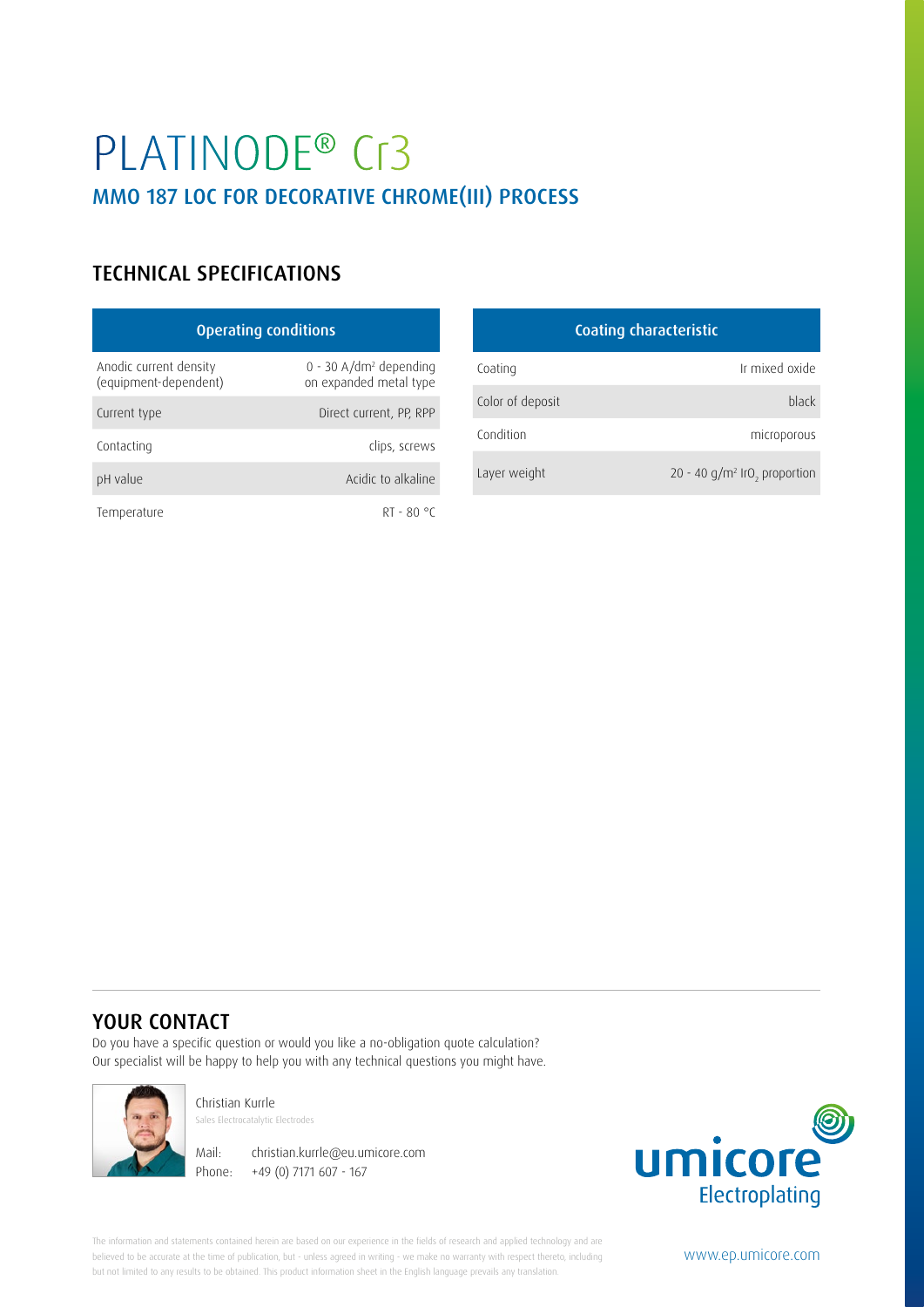# PLATINODE® Cr3

## MMO 187 LOC FOR DECORATIVE CHROME(III) PROCESS

### TECHNICAL SPECIFICATIONS

| Operating conditions | |
|---|---|
| Anodic current density (equipment-dependent) | 0 - 30 A/dm² depending on expanded metal type |
| Current type | Direct current, PP, RPP |
| Contacting | clips, screws |
| pH value | Acidic to alkaline |
| Temperature | RT - 80 °C |

| Coating characteristic | |
|---|---|
| Coating | Ir mixed oxide |
| Color of deposit | black |
| Condition | microporous |
| Layer weight | 20 - 40 g/m² $IrO_2$ proportion |

### YOUR CONTACT

Do you have a specific question or would you like a no-obligation quote calculation?
Our specialist will be happy to help you with any technical questions you might have.

Christian Kurrle
Sales Electrocatalytic Electrodes

Mail: christian.kurrle@eu.umicore.com
Phone: +49 (0) 7171 607 - 167

umicore Electroplating

The information and statements contained herein are based on our experience in the fields of research and applied technology and are believed to be accurate at the time of publication, but - unless agreed in writing - we make no warranty with respect thereto, including but not limited to any results to be obtained. This product information sheet in the English language prevails any translation.

www.ep.umicore.com